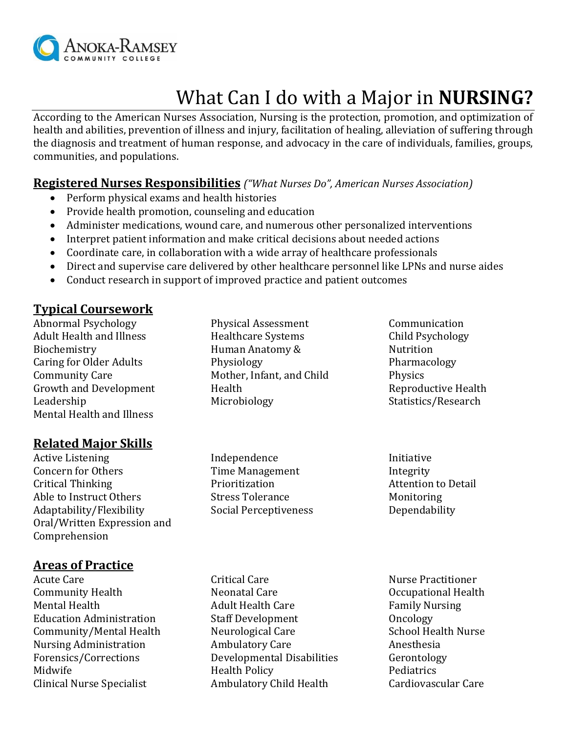ANOKA-RAMSEY COMMUNITY COLLEGE

# What Can I do with a Major in **NURSING?**

According to the American Nurses Association, Nursing is the protection, promotion, and optimization of health and abilities, prevention of illness and injury, facilitation of healing, alleviation of suffering through the diagnosis and treatment of human response, and advocacy in the care of individuals, families, groups, communities, and populations.

## Registered Nurses Responsibilities *("What Nurses Do", American Nurses Association)*

- Perform physical exams and health histories
- Provide health promotion, counseling and education
- Administer medications, wound care, and numerous other personalized interventions
- Interpret patient information and make critical decisions about needed actions
- Coordinate care, in collaboration with a wide array of healthcare professionals
- Direct and supervise care delivered by other healthcare personnel like LPNs and nurse aides
- Conduct research in support of improved practice and patient outcomes

## Typical Coursework

Abnormal Psychology
Adult Health and Illness
Biochemistry
Caring for Older Adults
Community Care
Growth and Development
Leadership
Mental Health and Illness
Physical Assessment
Healthcare Systems
Human Anatomy & Physiology
Mother, Infant, and Child Health
Microbiology
Communication
Child Psychology
Nutrition
Pharmacology
Physics
Reproductive Health
Statistics/Research

## Related Major Skills

Active Listening
Concern for Others
Critical Thinking
Able to Instruct Others
Adaptability/Flexibility
Oral/Written Expression and Comprehension
Independence
Time Management
Prioritization
Stress Tolerance
Social Perceptiveness
Initiative
Integrity
Attention to Detail
Monitoring
Dependability

## Areas of Practice

Acute Care
Community Health
Mental Health
Education Administration
Community/Mental Health
Nursing Administration
Forensics/Corrections
Midwife
Clinical Nurse Specialist
Critical Care
Neonatal Care
Adult Health Care
Staff Development
Neurological Care
Ambulatory Care
Developmental Disabilities
Health Policy
Ambulatory Child Health
Nurse Practitioner
Occupational Health
Family Nursing
Oncology
School Health Nurse
Anesthesia
Gerontology
Pediatrics
Cardiovascular Care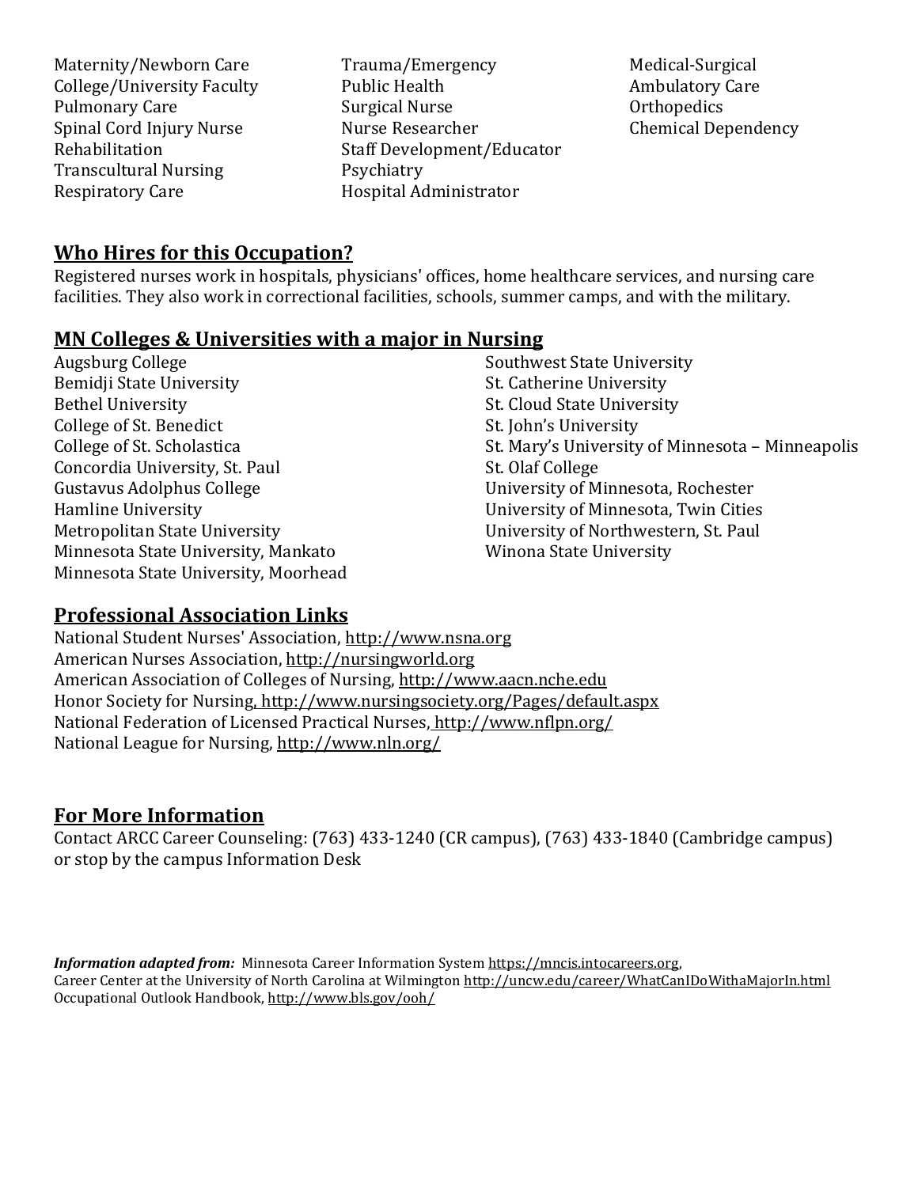- Maternity/Newborn Care
- College/University Faculty
- Pulmonary Care
- Spinal Cord Injury Nurse
- Rehabilitation
- Transcultural Nursing
- Respiratory Care
- Trauma/Emergency
- Public Health
- Surgical Nurse
- Nurse Researcher
- Staff Development/Educator
- Psychiatry
- Hospital Administrator
- Medical-Surgical
- Ambulatory Care
- Orthopedics
- Chemical Dependency

## Who Hires for this Occupation?

Registered nurses work in hospitals, physicians' offices, home healthcare services, and nursing care facilities. They also work in correctional facilities, schools, summer camps, and with the military.

## MN Colleges & Universities with a major in Nursing

- Augsburg College
- Bemidji State University
- Bethel University
- College of St. Benedict
- College of St. Scholastica
- Concordia University, St. Paul
- Gustavus Adolphus College
- Hamline University
- Metropolitan State University
- Minnesota State University, Mankato
- Minnesota State University, Moorhead
- Southwest State University
- St. Catherine University
- St. Cloud State University
- St. John's University
- St. Mary's University of Minnesota – Minneapolis
- St. Olaf College
- University of Minnesota, Rochester
- University of Minnesota, Twin Cities
- University of Northwestern, St. Paul
- Winona State University

## Professional Association Links

National Student Nurses' Association, http://www.nsna.org
American Nurses Association, http://nursingworld.org
American Association of Colleges of Nursing, http://www.aacn.nche.edu
Honor Society for Nursing, http://www.nursingsociety.org/Pages/default.aspx
National Federation of Licensed Practical Nurses, http://www.nflpn.org/
National League for Nursing, http://www.nln.org/

## For More Information

Contact ARCC Career Counseling: (763) 433-1240 (CR campus), (763) 433-1840 (Cambridge campus) or stop by the campus Information Desk

***Information adapted from:*** Minnesota Career Information System https://mncis.intocareers.org,
Career Center at the University of North Carolina at Wilmington http://uncw.edu/career/WhatCanIDoWithaMajorIn.html
Occupational Outlook Handbook, http://www.bls.gov/ooh/